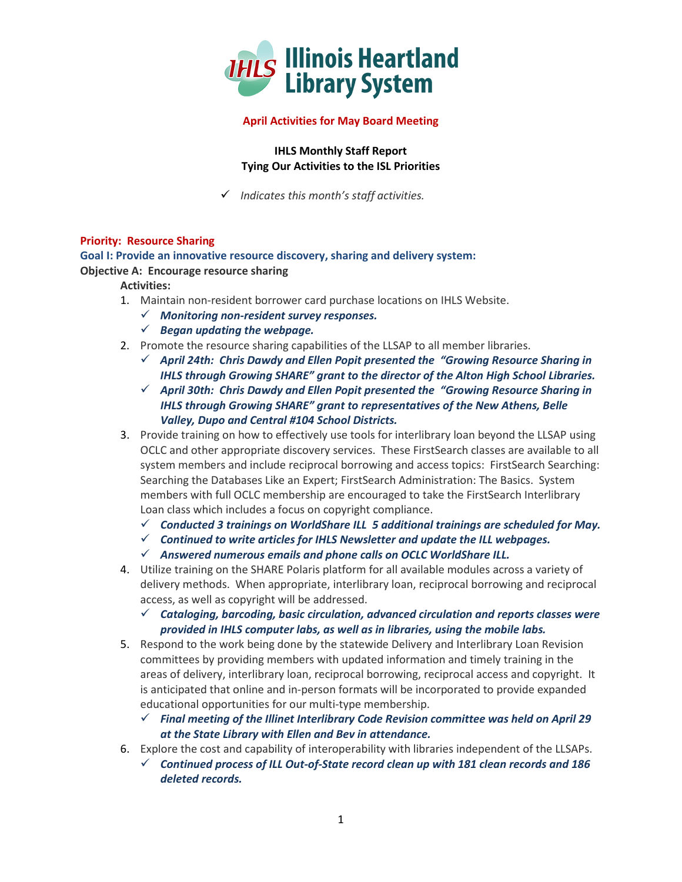# Illinois Heartland Library System

**April Activities for May Board Meeting**

**IHLS Monthly Staff Report**
**Tying Our Activities to the ISL Priorities**

✓ *Indicates this month's staff activities.*

## Priority: Resource Sharing

### Goal I: Provide an innovative resource discovery, sharing and delivery system:

**Objective A: Encourage resource sharing**

**Activities:**

1. Maintain non-resident borrower card purchase locations on IHLS Website.
   - ✓ ***Monitoring non-resident survey responses.***
   - ✓ ***Began updating the webpage.***
2. Promote the resource sharing capabilities of the LLSAP to all member libraries.
   - ✓ ***April 24th: Chris Dawdy and Ellen Popit presented the "Growing Resource Sharing in IHLS through Growing SHARE" grant to the director of the Alton High School Libraries.***
   - ✓ ***April 30th: Chris Dawdy and Ellen Popit presented the "Growing Resource Sharing in IHLS through Growing SHARE" grant to representatives of the New Athens, Belle Valley, Dupo and Central #104 School Districts.***
3. Provide training on how to effectively use tools for interlibrary loan beyond the LLSAP using OCLC and other appropriate discovery services. These FirstSearch classes are available to all system members and include reciprocal borrowing and access topics: FirstSearch Searching: Searching the Databases Like an Expert; FirstSearch Administration: The Basics. System members with full OCLC membership are encouraged to take the FirstSearch Interlibrary Loan class which includes a focus on copyright compliance.
   - ✓ ***Conducted 3 trainings on WorldShare ILL 5 additional trainings are scheduled for May.***
   - ✓ ***Continued to write articles for IHLS Newsletter and update the ILL webpages.***
   - ✓ ***Answered numerous emails and phone calls on OCLC WorldShare ILL.***
4. Utilize training on the SHARE Polaris platform for all available modules across a variety of delivery methods. When appropriate, interlibrary loan, reciprocal borrowing and reciprocal access, as well as copyright will be addressed.
   - ✓ ***Cataloging, barcoding, basic circulation, advanced circulation and reports classes were provided in IHLS computer labs, as well as in libraries, using the mobile labs.***
5. Respond to the work being done by the statewide Delivery and Interlibrary Loan Revision committees by providing members with updated information and timely training in the areas of delivery, interlibrary loan, reciprocal borrowing, reciprocal access and copyright. It is anticipated that online and in-person formats will be incorporated to provide expanded educational opportunities for our multi-type membership.
   - ✓ ***Final meeting of the Illinet Interlibrary Code Revision committee was held on April 29 at the State Library with Ellen and Bev in attendance.***
6. Explore the cost and capability of interoperability with libraries independent of the LLSAPs.
   - ✓ ***Continued process of ILL Out-of-State record clean up with 181 clean records and 186 deleted records.***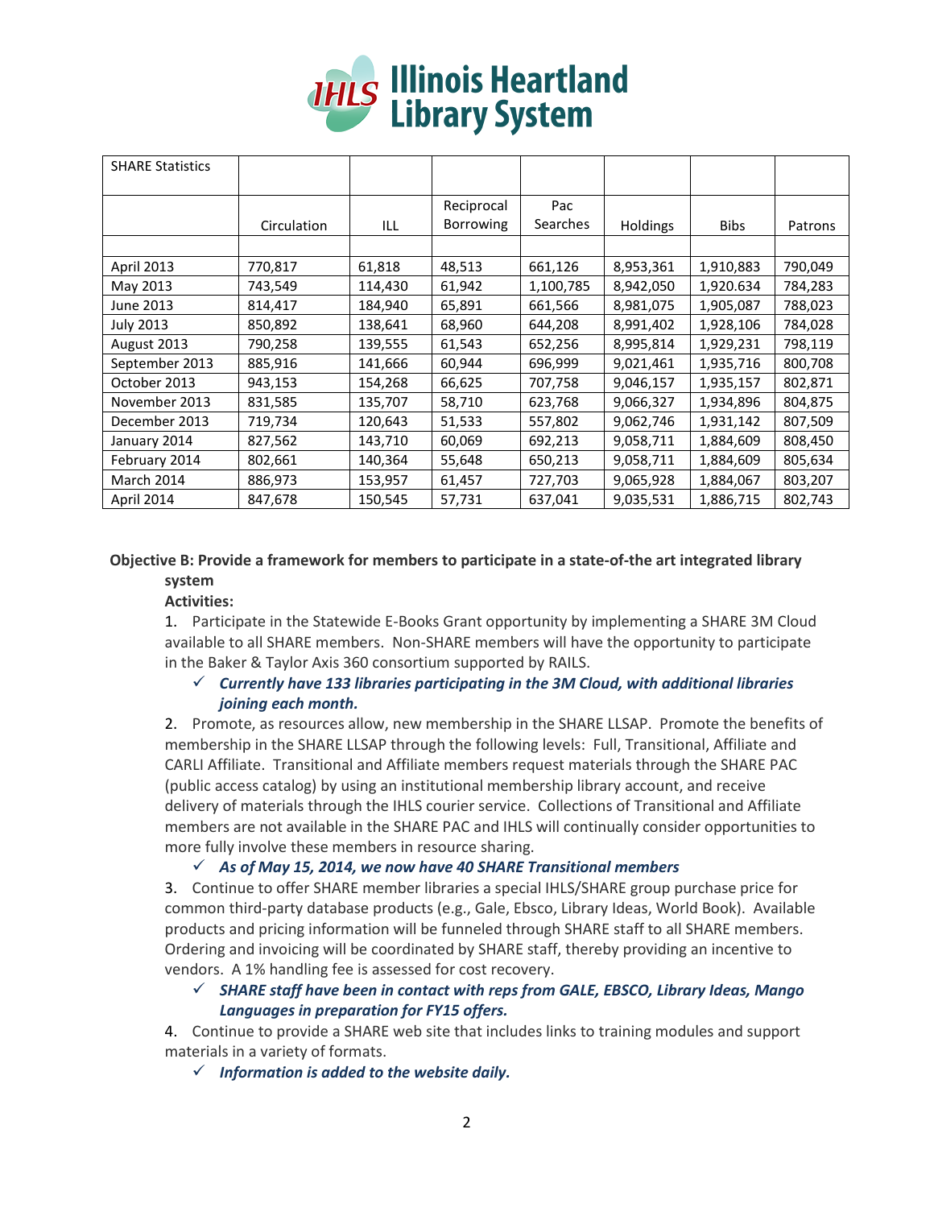# Illinois Heartland Library System

| SHARE Statistics | | | | | | | |
|---|---|---|---|---|---|---|---|
| | Circulation | ILL | Reciprocal Borrowing | Pac Searches | Holdings | Bibs | Patrons |
| | | | | | | | |
| April 2013 | 770,817 | 61,818 | 48,513 | 661,126 | 8,953,361 | 1,910,883 | 790,049 |
| May 2013 | 743,549 | 114,430 | 61,942 | 1,100,785 | 8,942,050 | 1,920.634 | 784,283 |
| June 2013 | 814,417 | 184,940 | 65,891 | 661,566 | 8,981,075 | 1,905,087 | 788,023 |
| July 2013 | 850,892 | 138,641 | 68,960 | 644,208 | 8,991,402 | 1,928,106 | 784,028 |
| August 2013 | 790,258 | 139,555 | 61,543 | 652,256 | 8,995,814 | 1,929,231 | 798,119 |
| September 2013 | 885,916 | 141,666 | 60,944 | 696,999 | 9,021,461 | 1,935,716 | 800,708 |
| October 2013 | 943,153 | 154,268 | 66,625 | 707,758 | 9,046,157 | 1,935,157 | 802,871 |
| November 2013 | 831,585 | 135,707 | 58,710 | 623,768 | 9,066,327 | 1,934,896 | 804,875 |
| December 2013 | 719,734 | 120,643 | 51,533 | 557,802 | 9,062,746 | 1,931,142 | 807,509 |
| January 2014 | 827,562 | 143,710 | 60,069 | 692,213 | 9,058,711 | 1,884,609 | 808,450 |
| February 2014 | 802,661 | 140,364 | 55,648 | 650,213 | 9,058,711 | 1,884,609 | 805,634 |
| March 2014 | 886,973 | 153,957 | 61,457 | 727,703 | 9,065,928 | 1,884,067 | 803,207 |
| April 2014 | 847,678 | 150,545 | 57,731 | 637,041 | 9,035,531 | 1,886,715 | 802,743 |

**Objective B: Provide a framework for members to participate in a state-of-the art integrated library system**

**Activities:**

1. Participate in the Statewide E-Books Grant opportunity by implementing a SHARE 3M Cloud available to all SHARE members. Non-SHARE members will have the opportunity to participate in the Baker & Taylor Axis 360 consortium supported by RAILS.
   - ✓ ***Currently have 133 libraries participating in the 3M Cloud, with additional libraries joining each month.***

2. Promote, as resources allow, new membership in the SHARE LLSAP. Promote the benefits of membership in the SHARE LLSAP through the following levels: Full, Transitional, Affiliate and CARLI Affiliate. Transitional and Affiliate members request materials through the SHARE PAC (public access catalog) by using an institutional membership library account, and receive delivery of materials through the IHLS courier service. Collections of Transitional and Affiliate members are not available in the SHARE PAC and IHLS will continually consider opportunities to more fully involve these members in resource sharing.
   - ✓ ***As of May 15, 2014, we now have 40 SHARE Transitional members***

3. Continue to offer SHARE member libraries a special IHLS/SHARE group purchase price for common third-party database products (e.g., Gale, Ebsco, Library Ideas, World Book). Available products and pricing information will be funneled through SHARE staff to all SHARE members. Ordering and invoicing will be coordinated by SHARE staff, thereby providing an incentive to vendors. A 1% handling fee is assessed for cost recovery.
   - ✓ ***SHARE staff have been in contact with reps from GALE, EBSCO, Library Ideas, Mango Languages in preparation for FY15 offers.***

4. Continue to provide a SHARE web site that includes links to training modules and support materials in a variety of formats.
   - ✓ ***Information is added to the website daily.***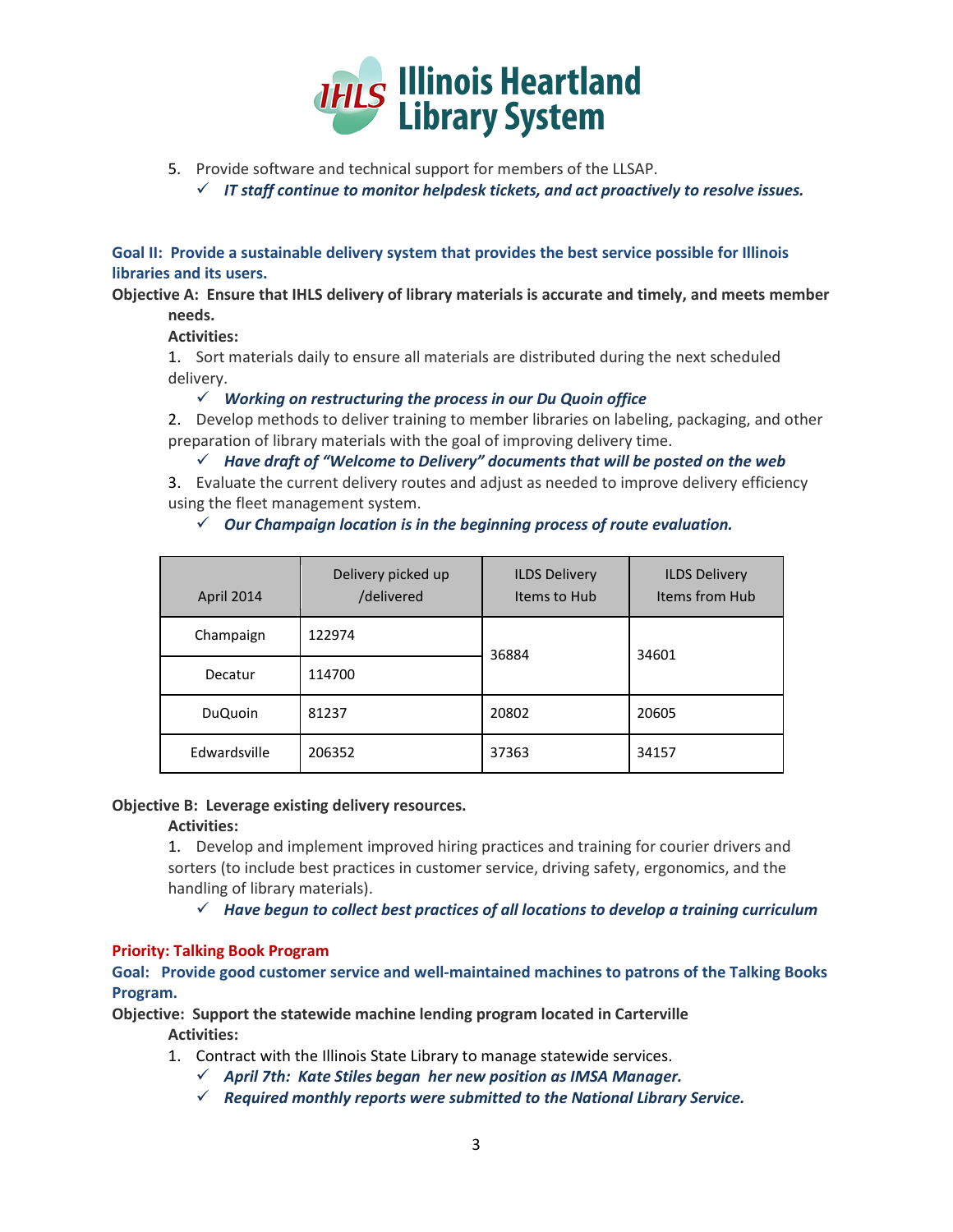5. Provide software and technical support for members of the LLSAP.
   - ✓ ***IT staff continue to monitor helpdesk tickets, and act proactively to resolve issues.***

**Goal II: Provide a sustainable delivery system that provides the best service possible for Illinois libraries and its users.**

**Objective A: Ensure that IHLS delivery of library materials is accurate and timely, and meets member needs.**

**Activities:**

1. Sort materials daily to ensure all materials are distributed during the next scheduled delivery.
   - ✓ ***Working on restructuring the process in our Du Quoin office***
2. Develop methods to deliver training to member libraries on labeling, packaging, and other preparation of library materials with the goal of improving delivery time.
   - ✓ ***Have draft of "Welcome to Delivery" documents that will be posted on the web***
3. Evaluate the current delivery routes and adjust as needed to improve delivery efficiency using the fleet management system.
   - ✓ ***Our Champaign location is in the beginning process of route evaluation.***

| April 2014 | Delivery picked up /delivered | ILDS Delivery Items to Hub | ILDS Delivery Items from Hub |
|---|---|---|---|
| Champaign | 122974 | 36884 | 34601 |
| Decatur | 114700 | | |
| DuQuoin | 81237 | 20802 | 20605 |
| Edwardsville | 206352 | 37363 | 34157 |

**Objective B: Leverage existing delivery resources.**

**Activities:**

1. Develop and implement improved hiring practices and training for courier drivers and sorters (to include best practices in customer service, driving safety, ergonomics, and the handling of library materials).
   - ✓ ***Have begun to collect best practices of all locations to develop a training curriculum***

**Priority: Talking Book Program**

**Goal: Provide good customer service and well-maintained machines to patrons of the Talking Books Program.**

**Objective: Support the statewide machine lending program located in Carterville**

**Activities:**

1. Contract with the Illinois State Library to manage statewide services.
   - ✓ ***April 7th: Kate Stiles began her new position as IMSA Manager.***
   - ✓ ***Required monthly reports were submitted to the National Library Service.***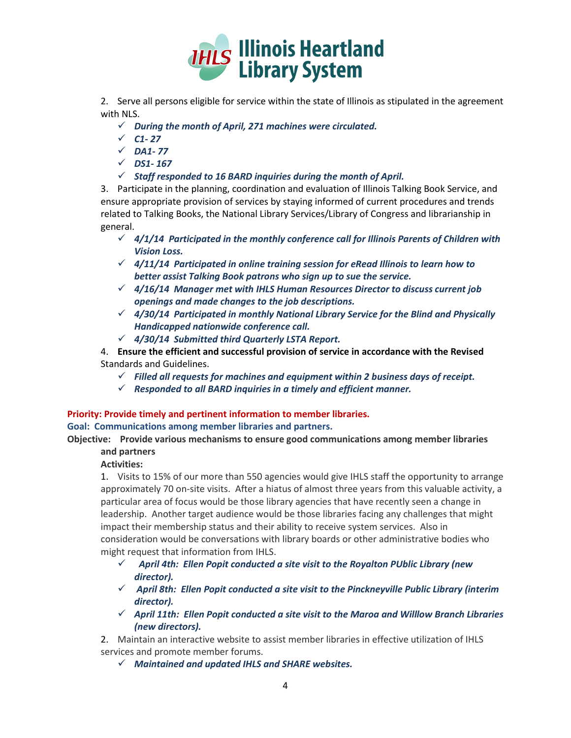2. Serve all persons eligible for service within the state of Illinois as stipulated in the agreement with NLS.

- ✓ ***During the month of April, 271 machines were circulated.***
- ✓ ***C1- 27***
- ✓ ***DA1- 77***
- ✓ ***DS1- 167***
- ✓ ***Staff responded to 16 BARD inquiries during the month of April.***

3. Participate in the planning, coordination and evaluation of Illinois Talking Book Service, and ensure appropriate provision of services by staying informed of current procedures and trends related to Talking Books, the National Library Services/Library of Congress and librarianship in general.

- ✓ ***4/1/14 Participated in the monthly conference call for Illinois Parents of Children with Vision Loss.***
- ✓ ***4/11/14 Participated in online training session for eRead Illinois to learn how to better assist Talking Book patrons who sign up to sue the service.***
- ✓ ***4/16/14 Manager met with IHLS Human Resources Director to discuss current job openings and made changes to the job descriptions.***
- ✓ ***4/30/14 Participated in monthly National Library Service for the Blind and Physically Handicapped nationwide conference call.***
- ✓ ***4/30/14 Submitted third Quarterly LSTA Report.***

4. **Ensure the efficient and successful provision of service in accordance with the Revised** Standards and Guidelines.

- ✓ ***Filled all requests for machines and equipment within 2 business days of receipt.***
- ✓ ***Responded to all BARD inquiries in a timely and efficient manner.***

**Priority: Provide timely and pertinent information to member libraries.**

**Goal: Communications among member libraries and partners.**

**Objective: Provide various mechanisms to ensure good communications among member libraries and partners**

**Activities:**

1. Visits to 15% of our more than 550 agencies would give IHLS staff the opportunity to arrange approximately 70 on-site visits. After a hiatus of almost three years from this valuable activity, a particular area of focus would be those library agencies that have recently seen a change in leadership. Another target audience would be those libraries facing any challenges that might impact their membership status and their ability to receive system services. Also in consideration would be conversations with library boards or other administrative bodies who might request that information from IHLS.

- ✓ ***April 4th: Ellen Popit conducted a site visit to the Royalton PUblic Library (new director).***
- ✓ ***April 8th: Ellen Popit conducted a site visit to the Pinckneyville Public Library (interim director).***
- ✓ ***April 11th: Ellen Popit conducted a site visit to the Maroa and Willlow Branch Libraries (new directors).***

2. Maintain an interactive website to assist member libraries in effective utilization of IHLS services and promote member forums.

- ✓ ***Maintained and updated IHLS and SHARE websites.***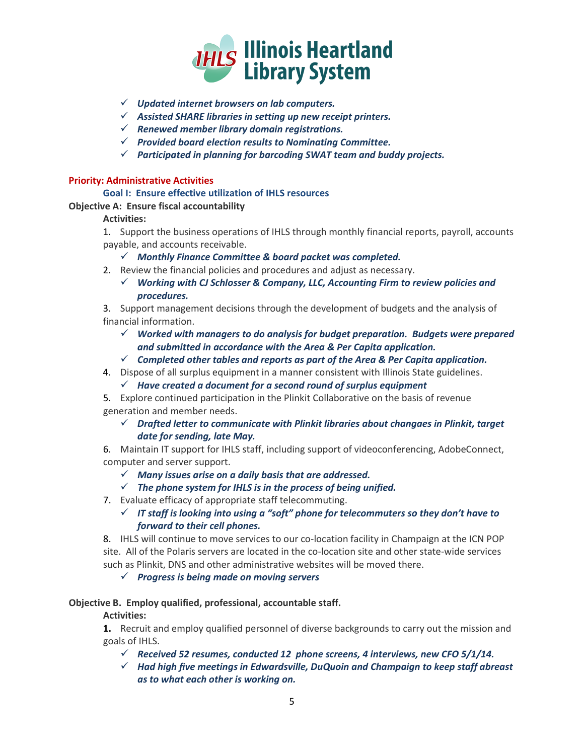- ✓ ***Updated internet browsers on lab computers.***
- ✓ ***Assisted SHARE libraries in setting up new receipt printers.***
- ✓ ***Renewed member library domain registrations.***
- ✓ ***Provided board election results to Nominating Committee.***
- ✓ ***Participated in planning for barcoding SWAT team and buddy projects.***

**Priority: Administrative Activities**

**Goal I: Ensure effective utilization of IHLS resources**

**Objective A: Ensure fiscal accountability**

**Activities:**

1. Support the business operations of IHLS through monthly financial reports, payroll, accounts payable, and accounts receivable.
   - ✓ ***Monthly Finance Committee & board packet was completed.***
2. Review the financial policies and procedures and adjust as necessary.
   - ✓ ***Working with CJ Schlosser & Company, LLC, Accounting Firm to review policies and procedures.***
3. Support management decisions through the development of budgets and the analysis of financial information.
   - ✓ ***Worked with managers to do analysis for budget preparation. Budgets were prepared and submitted in accordance with the Area & Per Capita application.***
   - ✓ ***Completed other tables and reports as part of the Area & Per Capita application.***
4. Dispose of all surplus equipment in a manner consistent with Illinois State guidelines.
   - ✓ ***Have created a document for a second round of surplus equipment***
5. Explore continued participation in the Plinkit Collaborative on the basis of revenue generation and member needs.
   - ✓ ***Drafted letter to communicate with Plinkit libraries about changaes in Plinkit, target date for sending, late May.***
6. Maintain IT support for IHLS staff, including support of videoconferencing, AdobeConnect, computer and server support.
   - ✓ ***Many issues arise on a daily basis that are addressed.***
   - ✓ ***The phone system for IHLS is in the process of being unified.***
7. Evaluate efficacy of appropriate staff telecommuting.
   - ✓ ***IT staff is looking into using a "soft" phone for telecommuters so they don't have to forward to their cell phones.***
8. IHLS will continue to move services to our co-location facility in Champaign at the ICN POP site. All of the Polaris servers are located in the co-location site and other state-wide services such as Plinkit, DNS and other administrative websites will be moved there.
   - ✓ ***Progress is being made on moving servers***

**Objective B. Employ qualified, professional, accountable staff.**

**Activities:**

**1.** Recruit and employ qualified personnel of diverse backgrounds to carry out the mission and goals of IHLS.
   - ✓ ***Received 52 resumes, conducted 12 phone screens, 4 interviews, new CFO 5/1/14.***
   - ✓ ***Had high five meetings in Edwardsville, DuQuoin and Champaign to keep staff abreast as to what each other is working on.***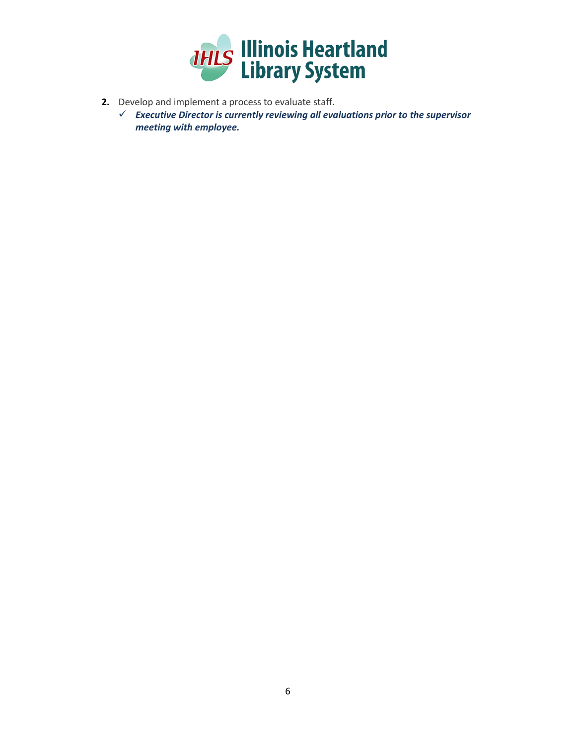2. Develop and implement a process to evaluate staff.
   - ✓ ***Executive Director is currently reviewing all evaluations prior to the supervisor meeting with employee.***